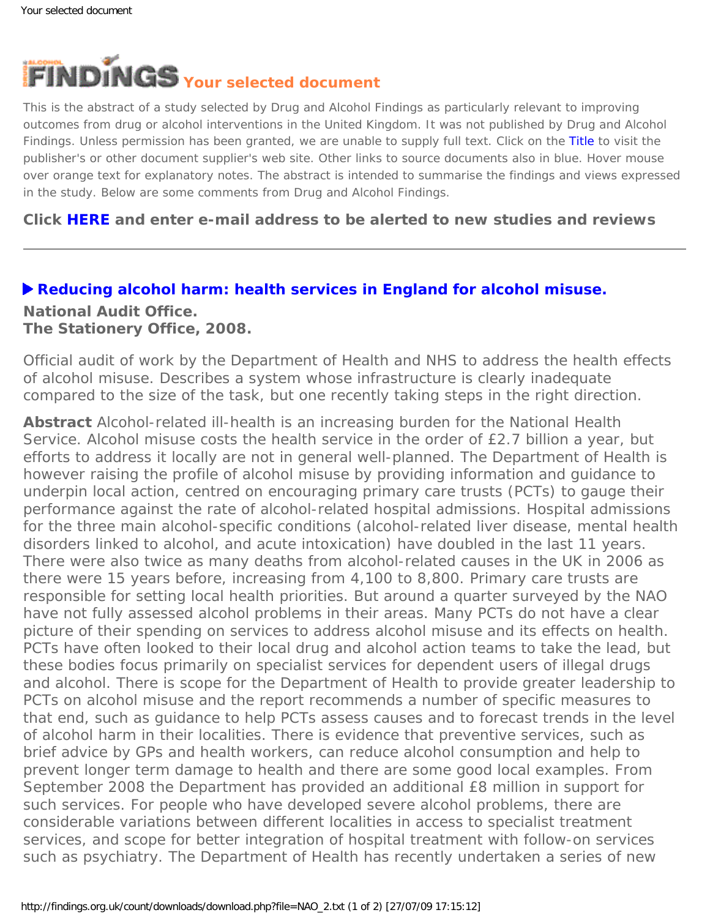# FINDINGS Your selected document

This is the abstract of a study selected by Drug and Alcohol Findings as particularly relevant to improving outcomes from drug or alcohol interventions in the United Kingdom. It was not published by Drug and Alcohol Findings. Unless permission has been granted, we are unable to supply full text. Click on the Title to visit the publisher's or other document supplier's web site. Other links to source documents also in blue. Hover mouse over orange text for explanatory notes. The abstract is intended to summarise the findings and views expressed in the study. Below are some comments from Drug and Alcohol Findings.

**Click HERE and enter e-mail address to be alerted to new studies and reviews**

---

## ▶ Reducing alcohol harm: health services in England for alcohol misuse.

**National Audit Office.**
**The Stationery Office, 2008.**

Official audit of work by the Department of Health and NHS to address the health effects of alcohol misuse. Describes a system whose infrastructure is clearly inadequate compared to the size of the task, but one recently taking steps in the right direction.

**Abstract** Alcohol-related ill-health is an increasing burden for the National Health Service. Alcohol misuse costs the health service in the order of £2.7 billion a year, but efforts to address it locally are not in general well-planned. The Department of Health is however raising the profile of alcohol misuse by providing information and guidance to underpin local action, centred on encouraging primary care trusts (PCTs) to gauge their performance against the rate of alcohol-related hospital admissions. Hospital admissions for the three main alcohol-specific conditions (alcohol-related liver disease, mental health disorders linked to alcohol, and acute intoxication) have doubled in the last 11 years. There were also twice as many deaths from alcohol-related causes in the UK in 2006 as there were 15 years before, increasing from 4,100 to 8,800. Primary care trusts are responsible for setting local health priorities. But around a quarter surveyed by the NAO have not fully assessed alcohol problems in their areas. Many PCTs do not have a clear picture of their spending on services to address alcohol misuse and its effects on health. PCTs have often looked to their local drug and alcohol action teams to take the lead, but these bodies focus primarily on specialist services for dependent users of illegal drugs and alcohol. There is scope for the Department of Health to provide greater leadership to PCTs on alcohol misuse and the report recommends a number of specific measures to that end, such as guidance to help PCTs assess causes and to forecast trends in the level of alcohol harm in their localities. There is evidence that preventive services, such as brief advice by GPs and health workers, can reduce alcohol consumption and help to prevent longer term damage to health and there are some good local examples. From September 2008 the Department has provided an additional £8 million in support for such services. For people who have developed severe alcohol problems, there are considerable variations between different localities in access to specialist treatment services, and scope for better integration of hospital treatment with follow-on services such as psychiatry. The Department of Health has recently undertaken a series of new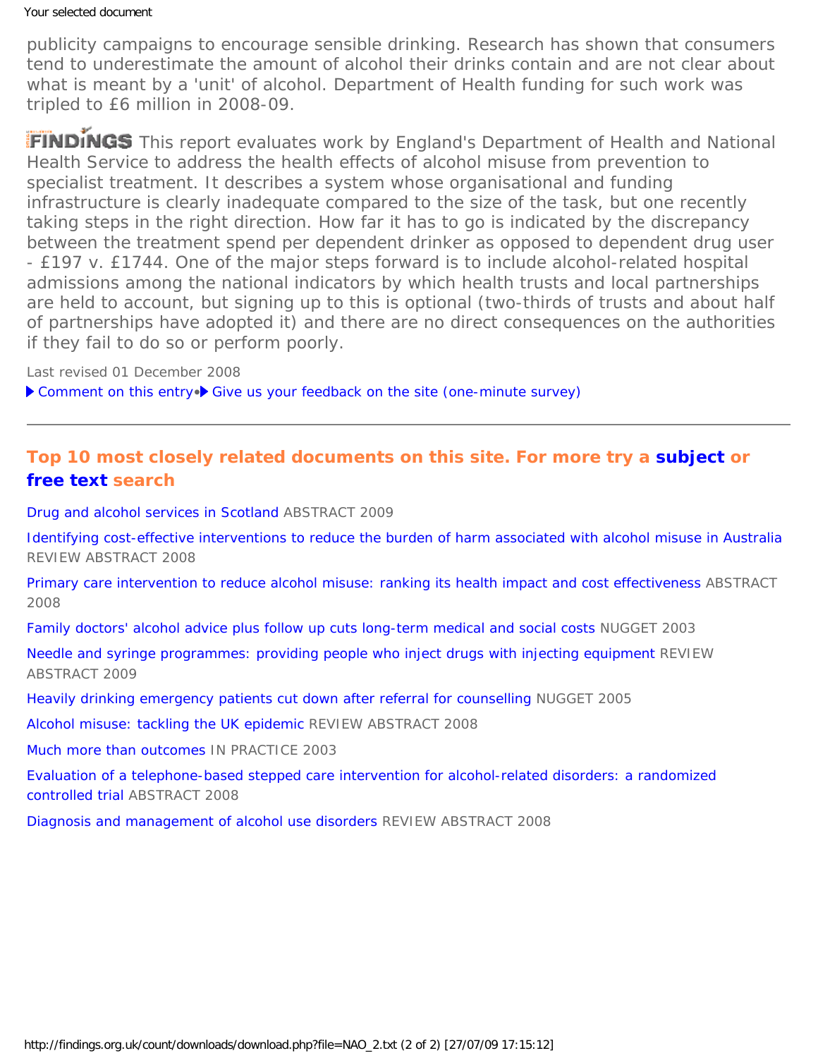publicity campaigns to encourage sensible drinking. Research has shown that consumers tend to underestimate the amount of alcohol their drinks contain and are not clear about what is meant by a 'unit' of alcohol. Department of Health funding for such work was tripled to £6 million in 2008-09.

FINDINGS This report evaluates work by England's Department of Health and National Health Service to address the health effects of alcohol misuse from prevention to specialist treatment. It describes a system whose organisational and funding infrastructure is clearly inadequate compared to the size of the task, but one recently taking steps in the right direction. How far it has to go is indicated by the discrepancy between the treatment spend per dependent drinker as opposed to dependent drug user - £197 v. £1744. One of the major steps forward is to include alcohol-related hospital admissions among the national indicators by which health trusts and local partnerships are held to account, but signing up to this is optional (two-thirds of trusts and about half of partnerships have adopted it) and there are no direct consequences on the authorities if they fail to do so or perform poorly.

Last revised 01 December 2008

▶ Comment on this entry • ▶ Give us your feedback on the site (one-minute survey)

---

## Top 10 most closely related documents on this site. For more try a subject or free text search

Drug and alcohol services in Scotland ABSTRACT 2009

Identifying cost-effective interventions to reduce the burden of harm associated with alcohol misuse in Australia REVIEW ABSTRACT 2008

Primary care intervention to reduce alcohol misuse: ranking its health impact and cost effectiveness ABSTRACT 2008

Family doctors' alcohol advice plus follow up cuts long-term medical and social costs NUGGET 2003

Needle and syringe programmes: providing people who inject drugs with injecting equipment REVIEW ABSTRACT 2009

Heavily drinking emergency patients cut down after referral for counselling NUGGET 2005

Alcohol misuse: tackling the UK epidemic REVIEW ABSTRACT 2008

Much more than outcomes IN PRACTICE 2003

Evaluation of a telephone-based stepped care intervention for alcohol-related disorders: a randomized controlled trial ABSTRACT 2008

Diagnosis and management of alcohol use disorders REVIEW ABSTRACT 2008